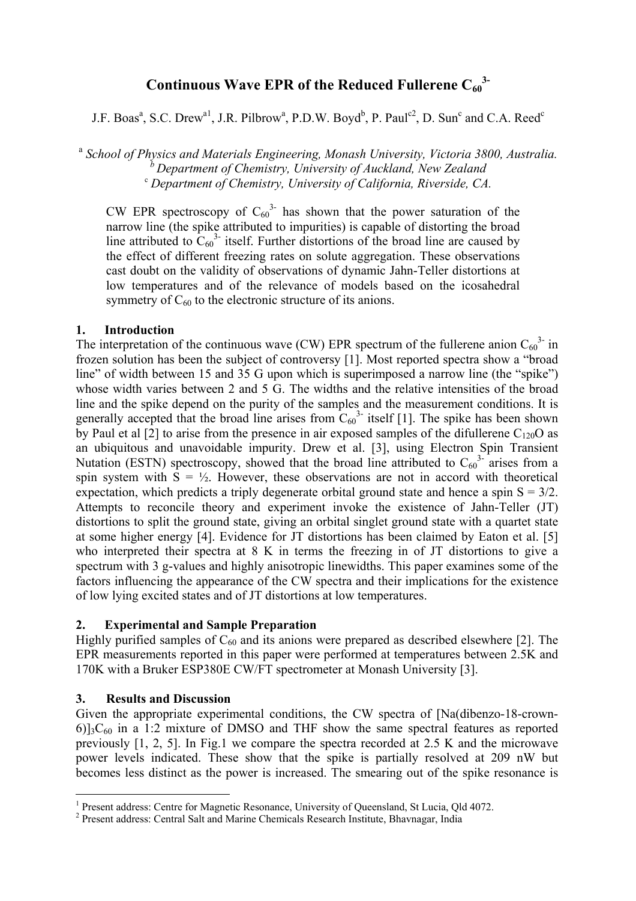# Continuous Wave EPR of the Reduced Fullerene $C_{60}^{3-}$

J.F. Boas[a], S.C. Drew[a1], J.R. Pilbrow[a], P.D.W. Boyd[b], P. Paul[c2], D. Sun[c] and C.A. Reed[c]

[a] *School of Physics and Materials Engineering, Monash University, Victoria 3800, Australia.*
[b] *Department of Chemistry, University of Auckland, New Zealand*
[c] *Department of Chemistry, University of California, Riverside, CA.*

CW EPR spectroscopy of $C_{60}^{3-}$ has shown that the power saturation of the narrow line (the spike attributed to impurities) is capable of distorting the broad line attributed to $C_{60}^{3-}$ itself. Further distortions of the broad line are caused by the effect of different freezing rates on solute aggregation. These observations cast doubt on the validity of observations of dynamic Jahn-Teller distortions at low temperatures and of the relevance of models based on the icosahedral symmetry of $C_{60}$ to the electronic structure of its anions.

## 1. Introduction

The interpretation of the continuous wave (CW) EPR spectrum of the fullerene anion $C_{60}^{3-}$ in frozen solution has been the subject of controversy [1]. Most reported spectra show a "broad line" of width between 15 and 35 G upon which is superimposed a narrow line (the "spike") whose width varies between 2 and 5 G. The widths and the relative intensities of the broad line and the spike depend on the purity of the samples and the measurement conditions. It is generally accepted that the broad line arises from $C_{60}^{3-}$ itself [1]. The spike has been shown by Paul et al [2] to arise from the presence in air exposed samples of the difullerene $C_{120}O$ as an ubiquitous and unavoidable impurity. Drew et al. [3], using Electron Spin Transient Nutation (ESTN) spectroscopy, showed that the broad line attributed to $C_{60}^{3-}$ arises from a spin system with S = ½. However, these observations are not in accord with theoretical expectation, which predicts a triply degenerate orbital ground state and hence a spin S = 3/2. Attempts to reconcile theory and experiment invoke the existence of Jahn-Teller (JT) distortions to split the ground state, giving an orbital singlet ground state with a quartet state at some higher energy [4]. Evidence for JT distortions has been claimed by Eaton et al. [5] who interpreted their spectra at 8 K in terms the freezing in of JT distortions to give a spectrum with 3 g-values and highly anisotropic linewidths. This paper examines some of the factors influencing the appearance of the CW spectra and their implications for the existence of low lying excited states and of JT distortions at low temperatures.

## 2. Experimental and Sample Preparation

Highly purified samples of $C_{60}$ and its anions were prepared as described elsewhere [2]. The EPR measurements reported in this paper were performed at temperatures between 2.5K and 170K with a Bruker ESP380E CW/FT spectrometer at Monash University [3].

## 3. Results and Discussion

Given the appropriate experimental conditions, the CW spectra of $[Na(\text{dibenzo-18-crown-6})]_3C_{60}$ in a 1:2 mixture of DMSO and THF show the same spectral features as reported previously [1, 2, 5]. In Fig.1 we compare the spectra recorded at 2.5 K and the microwave power levels indicated. These show that the spike is partially resolved at 209 nW but becomes less distinct as the power is increased. The smearing out of the spike resonance is

[1] Present address: Centre for Magnetic Resonance, University of Queensland, St Lucia, Qld 4072.
[2] Present address: Central Salt and Marine Chemicals Research Institute, Bhavnagar, India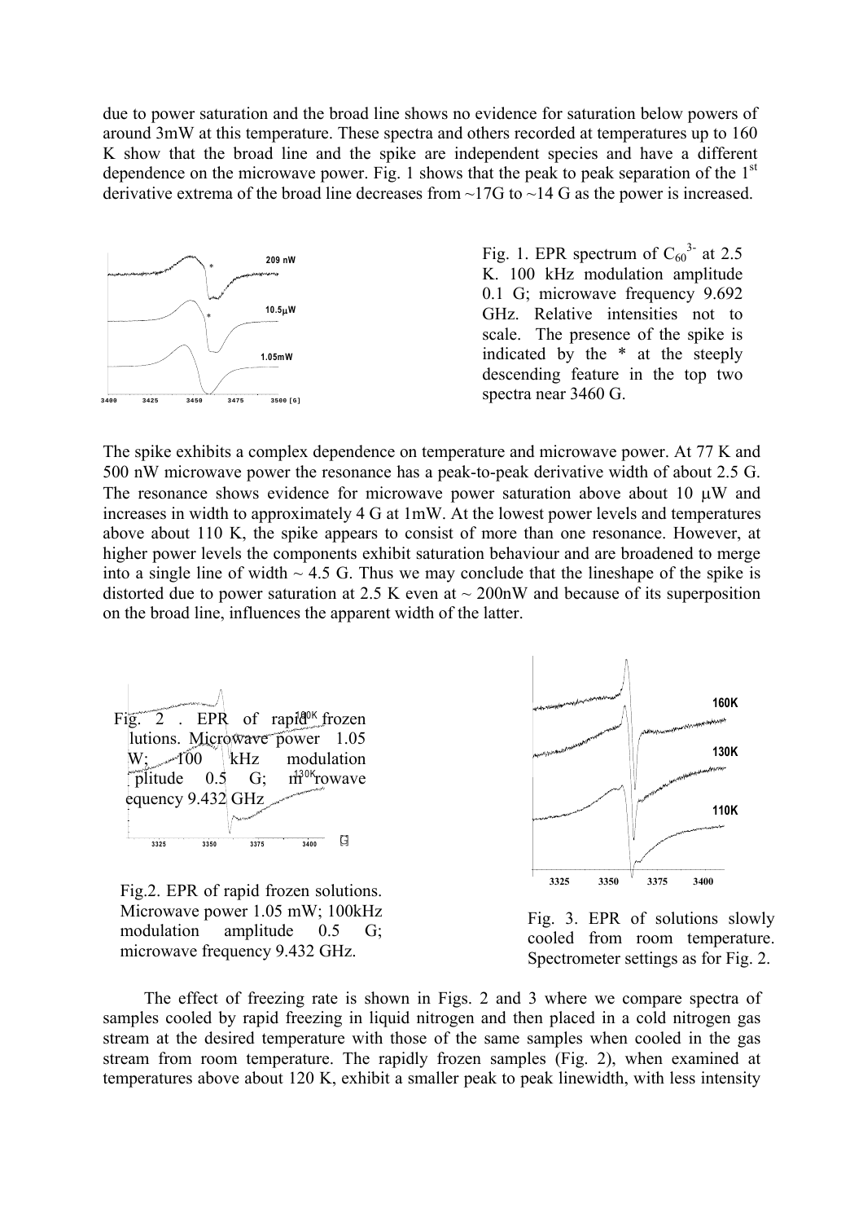due to power saturation and the broad line shows no evidence for saturation below powers of around 3mW at this temperature. These spectra and others recorded at temperatures up to 160 K show that the broad line and the spike are independent species and have a different dependence on the microwave power. Fig. 1 shows that the peak to peak separation of the 1st derivative extrema of the broad line decreases from ~17G to ~14 G as the power is increased.

Fig. 1. EPR spectrum of $C_{60}^{3-}$ at 2.5 K. 100 kHz modulation amplitude 0.1 G; microwave frequency 9.692 GHz. Relative intensities not to scale. The presence of the spike is indicated by the * at the steeply descending feature in the top two spectra near 3460 G.

The spike exhibits a complex dependence on temperature and microwave power. At 77 K and 500 nW microwave power the resonance has a peak-to-peak derivative width of about 2.5 G. The resonance shows evidence for microwave power saturation above about 10 μW and increases in width to approximately 4 G at 1mW. At the lowest power levels and temperatures above about 110 K, the spike appears to consist of more than one resonance. However, at higher power levels the components exhibit saturation behaviour and are broadened to merge into a single line of width ~ 4.5 G. Thus we may conclude that the lineshape of the spike is distorted due to power saturation at 2.5 K even at ~ 200nW and because of its superposition on the broad line, influences the apparent width of the latter.

Fig.2. EPR of rapid frozen solutions. Microwave power 1.05 mW; 100kHz modulation amplitude 0.5 G; microwave frequency 9.432 GHz.

Fig. 3. EPR of solutions slowly cooled from room temperature. Spectrometer settings as for Fig. 2.

The effect of freezing rate is shown in Figs. 2 and 3 where we compare spectra of samples cooled by rapid freezing in liquid nitrogen and then placed in a cold nitrogen gas stream at the desired temperature with those of the same samples when cooled in the gas stream from room temperature. The rapidly frozen samples (Fig. 2), when examined at temperatures above about 120 K, exhibit a smaller peak to peak linewidth, with less intensity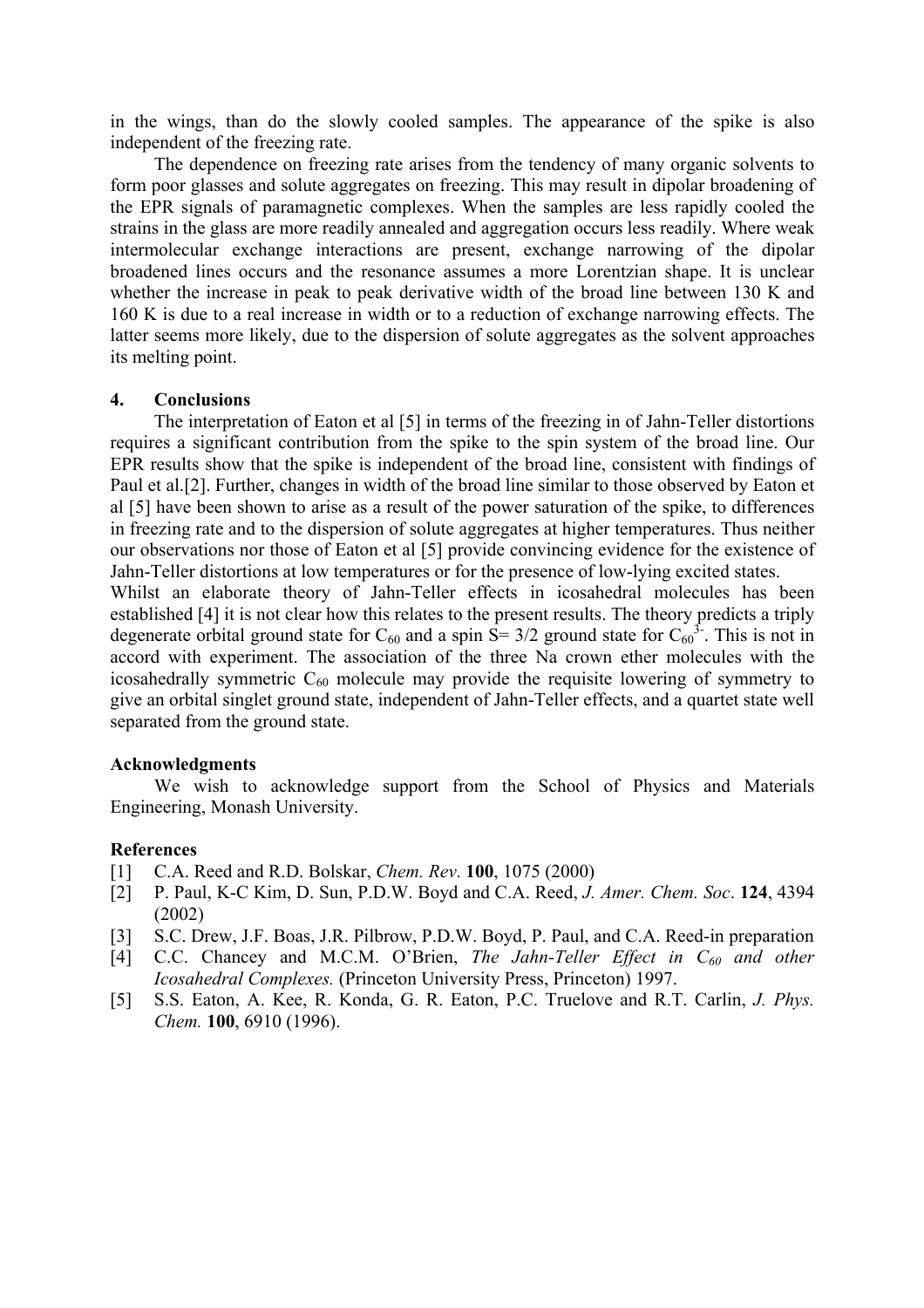in the wings, than do the slowly cooled samples. The appearance of the spike is also independent of the freezing rate.

The dependence on freezing rate arises from the tendency of many organic solvents to form poor glasses and solute aggregates on freezing. This may result in dipolar broadening of the EPR signals of paramagnetic complexes. When the samples are less rapidly cooled the strains in the glass are more readily annealed and aggregation occurs less readily. Where weak intermolecular exchange interactions are present, exchange narrowing of the dipolar broadened lines occurs and the resonance assumes a more Lorentzian shape. It is unclear whether the increase in peak to peak derivative width of the broad line between 130 K and 160 K is due to a real increase in width or to a reduction of exchange narrowing effects. The latter seems more likely, due to the dispersion of solute aggregates as the solvent approaches its melting point.

## 4. Conclusions

The interpretation of Eaton et al [5] in terms of the freezing in of Jahn-Teller distortions requires a significant contribution from the spike to the spin system of the broad line. Our EPR results show that the spike is independent of the broad line, consistent with findings of Paul et al.[2]. Further, changes in width of the broad line similar to those observed by Eaton et al [5] have been shown to arise as a result of the power saturation of the spike, to differences in freezing rate and to the dispersion of solute aggregates at higher temperatures. Thus neither our observations nor those of Eaton et al [5] provide convincing evidence for the existence of Jahn-Teller distortions at low temperatures or for the presence of low-lying excited states.

Whilst an elaborate theory of Jahn-Teller effects in icosahedral molecules has been established [4] it is not clear how this relates to the present results. The theory predicts a triply degenerate orbital ground state for $C_{60}$ and a spin S= 3/2 ground state for $C_{60}^{3-}$. This is not in accord with experiment. The association of the three Na crown ether molecules with the icosahedrally symmetric $C_{60}$ molecule may provide the requisite lowering of symmetry to give an orbital singlet ground state, independent of Jahn-Teller effects, and a quartet state well separated from the ground state.

### Acknowledgments

We wish to acknowledge support from the School of Physics and Materials Engineering, Monash University.

### References

[1] C.A. Reed and R.D. Bolskar, *Chem. Rev*. **100**, 1075 (2000)

[2] P. Paul, K-C Kim, D. Sun, P.D.W. Boyd and C.A. Reed, *J. Amer. Chem. Soc*. **124**, 4394 (2002)

[3] S.C. Drew, J.F. Boas, J.R. Pilbrow, P.D.W. Boyd, P. Paul, and C.A. Reed-in preparation

[4] C.C. Chancey and M.C.M. O'Brien, *The Jahn-Teller Effect in $C_{60}$ and other Icosahedral Complexes.* (Princeton University Press, Princeton) 1997.

[5] S.S. Eaton, A. Kee, R. Konda, G. R. Eaton, P.C. Truelove and R.T. Carlin, *J. Phys. Chem.* **100**, 6910 (1996).